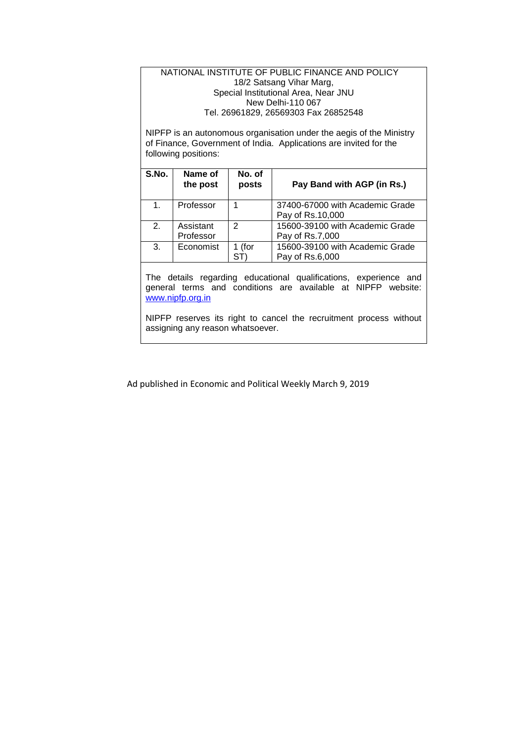NATIONAL INSTITUTE OF PUBLIC FINANCE AND POLICY
18/2 Satsang Vihar Marg,
Special Institutional Area, Near JNU
New Delhi-110 067
Tel. 26961829, 26569303 Fax 26852548

NIPFP is an autonomous organisation under the aegis of the Ministry of Finance, Government of India. Applications are invited for the following positions:

| S.No. | Name of the post | No. of posts | Pay Band with AGP (in Rs.) |
|---|---|---|---|
| 1. | Professor | 1 | 37400-67000 with Academic Grade Pay of Rs.10,000 |
| 2. | Assistant Professor | 2 | 15600-39100 with Academic Grade Pay of Rs.7,000 |
| 3. | Economist | 1 (for ST) | 15600-39100 with Academic Grade Pay of Rs.6,000 |

The details regarding educational qualifications, experience and general terms and conditions are available at NIPFP website: www.nipfp.org.in

NIPFP reserves its right to cancel the recruitment process without assigning any reason whatsoever.

Ad published in Economic and Political Weekly March 9, 2019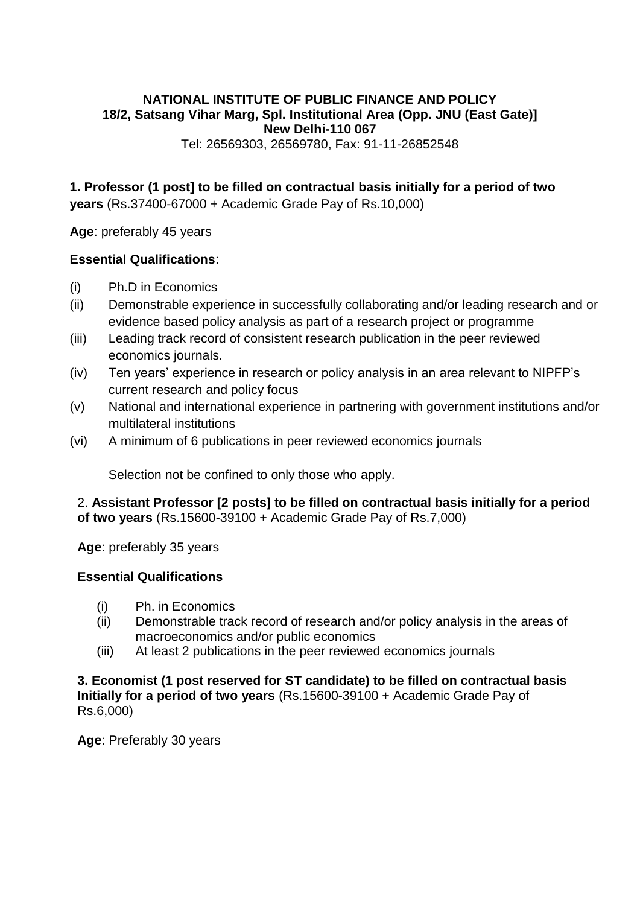**NATIONAL INSTITUTE OF PUBLIC FINANCE AND POLICY**
**18/2, Satsang Vihar Marg, Spl. Institutional Area (Opp. JNU (East Gate)]**
**New Delhi-110 067**
Tel: 26569303, 26569780, Fax: 91-11-26852548

**1. Professor (1 post] to be filled on contractual basis initially for a period of two years** (Rs.37400-67000 + Academic Grade Pay of Rs.10,000)

**Age**: preferably 45 years

**Essential Qualifications**:

- (i) Ph.D in Economics
- (ii) Demonstrable experience in successfully collaborating and/or leading research and or evidence based policy analysis as part of a research project or programme
- (iii) Leading track record of consistent research publication in the peer reviewed economics journals.
- (iv) Ten years' experience in research or policy analysis in an area relevant to NIPFP's current research and policy focus
- (v) National and international experience in partnering with government institutions and/or multilateral institutions
- (vi) A minimum of 6 publications in peer reviewed economics journals

Selection not be confined to only those who apply.

2. **Assistant Professor [2 posts] to be filled on contractual basis initially for a period of two years** (Rs.15600-39100 + Academic Grade Pay of Rs.7,000)

**Age**: preferably 35 years

**Essential Qualifications**

- (i) Ph. in Economics
- (ii) Demonstrable track record of research and/or policy analysis in the areas of macroeconomics and/or public economics
- (iii) At least 2 publications in the peer reviewed economics journals

**3. Economist (1 post reserved for ST candidate) to be filled on contractual basis Initially for a period of two years** (Rs.15600-39100 + Academic Grade Pay of Rs.6,000)

**Age**: Preferably 30 years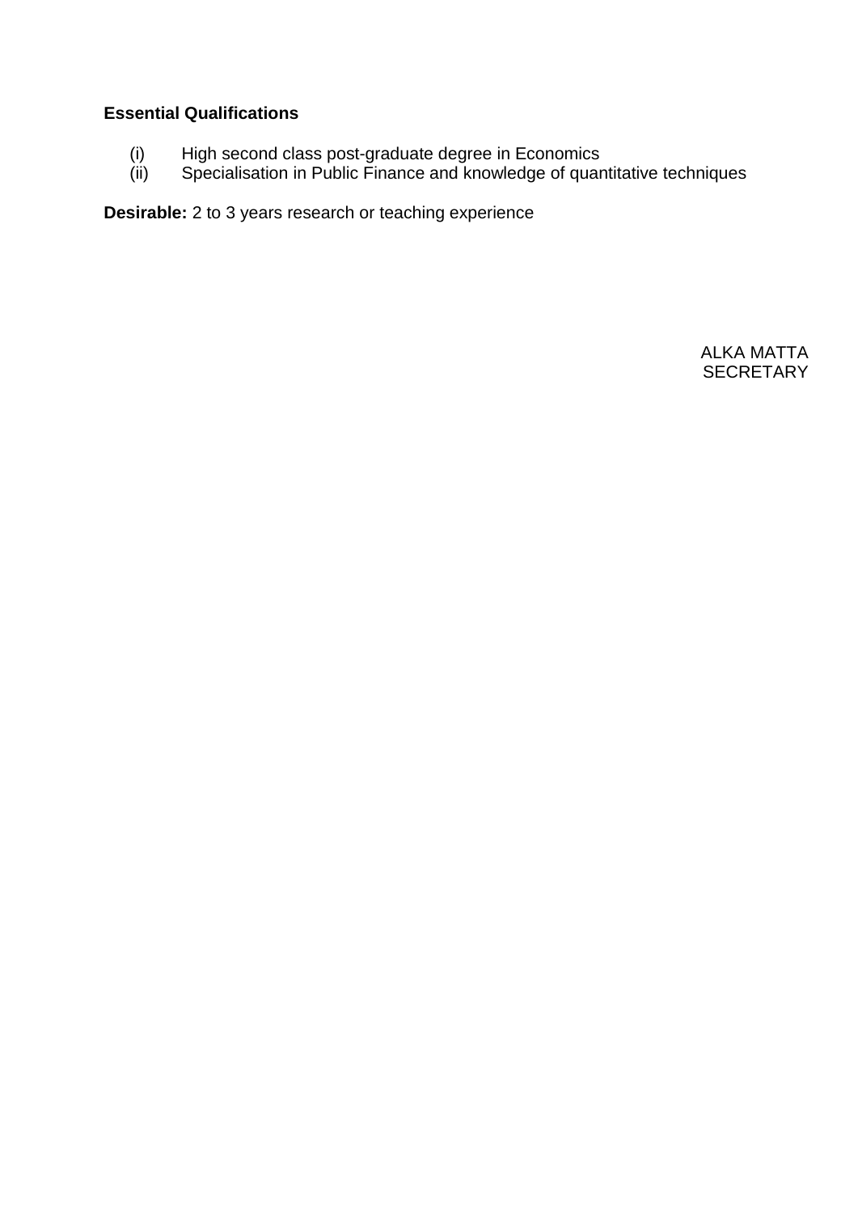**Essential Qualifications**

(i) High second class post-graduate degree in Economics
(ii) Specialisation in Public Finance and knowledge of quantitative techniques

**Desirable:** 2 to 3 years research or teaching experience

ALKA MATTA
SECRETARY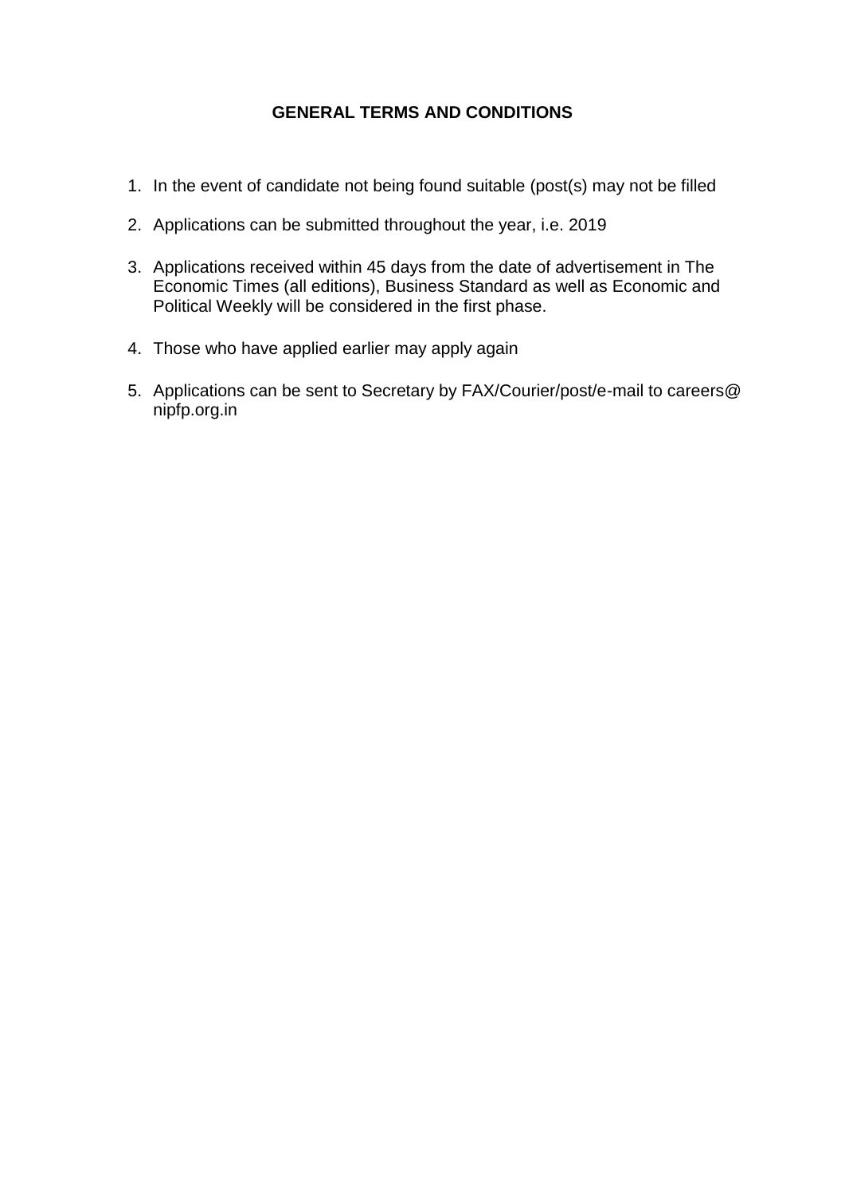**GENERAL TERMS AND CONDITIONS**

1. In the event of candidate not being found suitable (post(s) may not be filled
2. Applications can be submitted throughout the year, i.e. 2019
3. Applications received within 45 days from the date of advertisement in The Economic Times (all editions), Business Standard as well as Economic and Political Weekly will be considered in the first phase.
4. Those who have applied earlier may apply again
5. Applications can be sent to Secretary by FAX/Courier/post/e-mail to careers@ nipfp.org.in